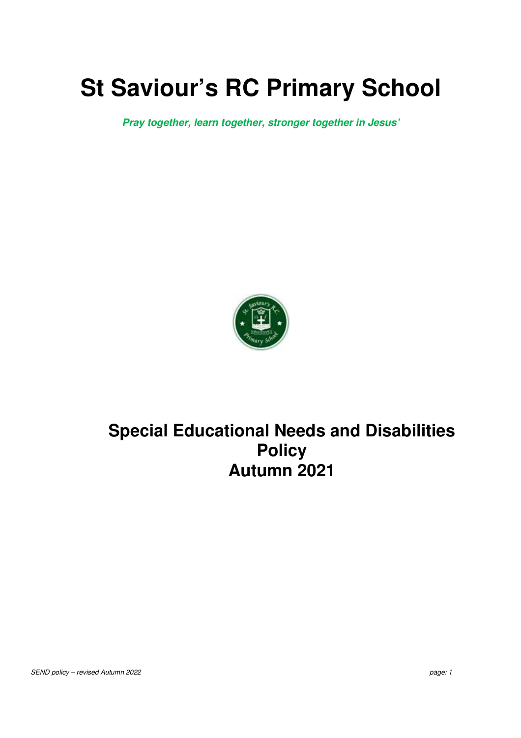# St Saviour's RC Primary School

***Pray together, learn together, stronger together in Jesus'***

## Special Educational Needs and Disabilities Policy
## Autumn 2021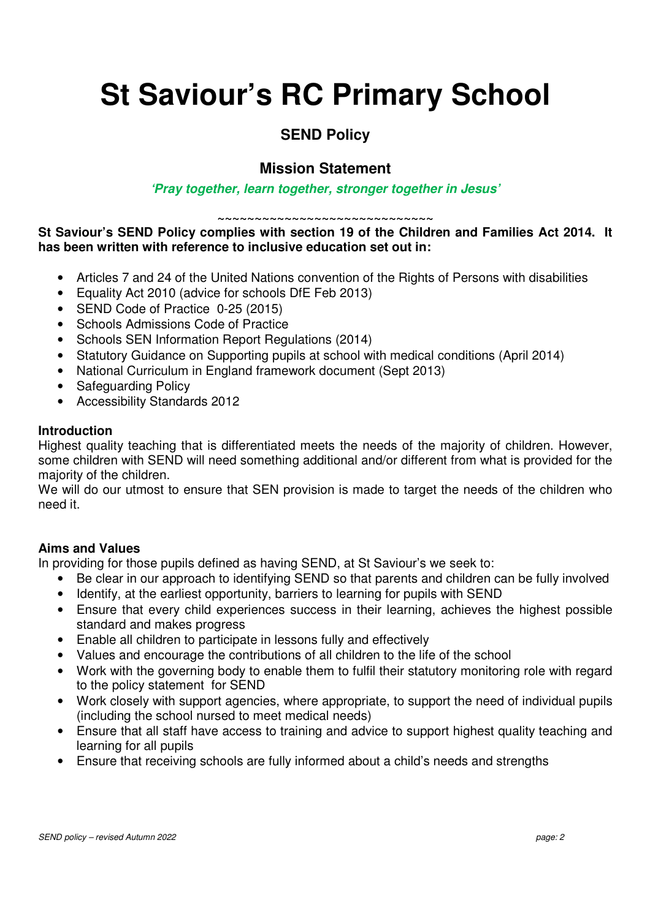# St Saviour's RC Primary School

## SEND Policy

## Mission Statement

***'Pray together, learn together, stronger together in Jesus'***

~~~~~~~~~~~~~~~~~~~~~~~~~~~~~~

**St Saviour's SEND Policy complies with section 19 of the Children and Families Act 2014. It has been written with reference to inclusive education set out in:**

- Articles 7 and 24 of the United Nations convention of the Rights of Persons with disabilities
- Equality Act 2010 (advice for schools DfE Feb 2013)
- SEND Code of Practice 0-25 (2015)
- Schools Admissions Code of Practice
- Schools SEN Information Report Regulations (2014)
- Statutory Guidance on Supporting pupils at school with medical conditions (April 2014)
- National Curriculum in England framework document (Sept 2013)
- Safeguarding Policy
- Accessibility Standards 2012

**Introduction**

Highest quality teaching that is differentiated meets the needs of the majority of children. However, some children with SEND will need something additional and/or different from what is provided for the majority of the children.

We will do our utmost to ensure that SEN provision is made to target the needs of the children who need it.

**Aims and Values**

In providing for those pupils defined as having SEND, at St Saviour's we seek to:

- Be clear in our approach to identifying SEND so that parents and children can be fully involved
- Identify, at the earliest opportunity, barriers to learning for pupils with SEND
- Ensure that every child experiences success in their learning, achieves the highest possible standard and makes progress
- Enable all children to participate in lessons fully and effectively
- Values and encourage the contributions of all children to the life of the school
- Work with the governing body to enable them to fulfil their statutory monitoring role with regard to the policy statement for SEND
- Work closely with support agencies, where appropriate, to support the need of individual pupils (including the school nursed to meet medical needs)
- Ensure that all staff have access to training and advice to support highest quality teaching and learning for all pupils
- Ensure that receiving schools are fully informed about a child's needs and strengths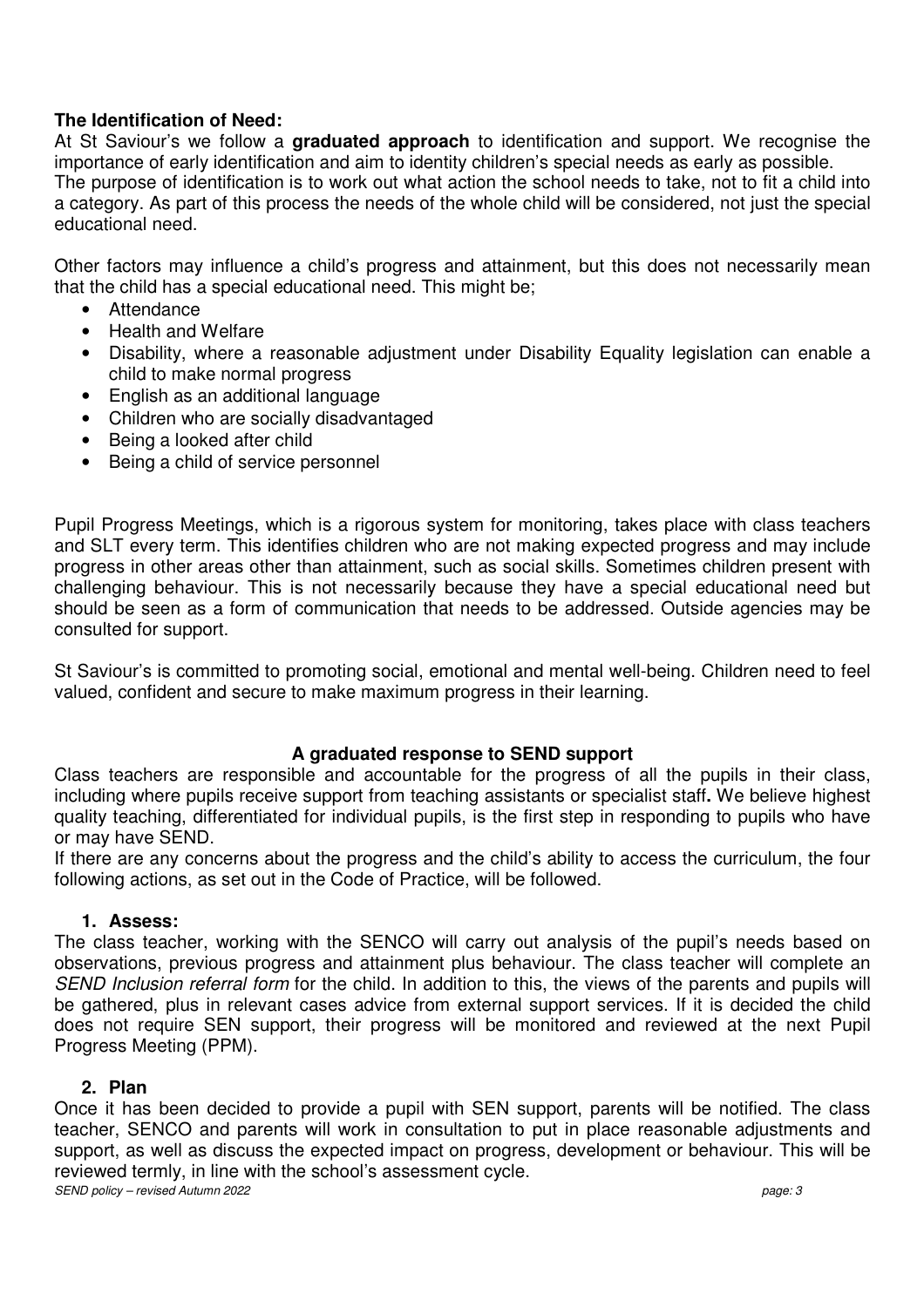**The Identification of Need:**

At St Saviour's we follow a **graduated approach** to identification and support. We recognise the importance of early identification and aim to identity children's special needs as early as possible.
The purpose of identification is to work out what action the school needs to take, not to fit a child into a category. As part of this process the needs of the whole child will be considered, not just the special educational need.

Other factors may influence a child's progress and attainment, but this does not necessarily mean that the child has a special educational need. This might be;

- Attendance
- Health and Welfare
- Disability, where a reasonable adjustment under Disability Equality legislation can enable a child to make normal progress
- English as an additional language
- Children who are socially disadvantaged
- Being a looked after child
- Being a child of service personnel

Pupil Progress Meetings, which is a rigorous system for monitoring, takes place with class teachers and SLT every term. This identifies children who are not making expected progress and may include progress in other areas other than attainment, such as social skills. Sometimes children present with challenging behaviour. This is not necessarily because they have a special educational need but should be seen as a form of communication that needs to be addressed. Outside agencies may be consulted for support.

St Saviour's is committed to promoting social, emotional and mental well-being. Children need to feel valued, confident and secure to make maximum progress in their learning.

**A graduated response to SEND support**

Class teachers are responsible and accountable for the progress of all the pupils in their class, including where pupils receive support from teaching assistants or specialist staff**.** We believe highest quality teaching, differentiated for individual pupils, is the first step in responding to pupils who have or may have SEND.
If there are any concerns about the progress and the child's ability to access the curriculum, the four following actions, as set out in the Code of Practice, will be followed.

1. **Assess:**

The class teacher, working with the SENCO will carry out analysis of the pupil's needs based on observations, previous progress and attainment plus behaviour. The class teacher will complete an *SEND Inclusion referral form* for the child. In addition to this, the views of the parents and pupils will be gathered, plus in relevant cases advice from external support services. If it is decided the child does not require SEN support, their progress will be monitored and reviewed at the next Pupil Progress Meeting (PPM).

2. **Plan**

Once it has been decided to provide a pupil with SEN support, parents will be notified. The class teacher, SENCO and parents will work in consultation to put in place reasonable adjustments and support, as well as discuss the expected impact on progress, development or behaviour. This will be reviewed termly, in line with the school's assessment cycle.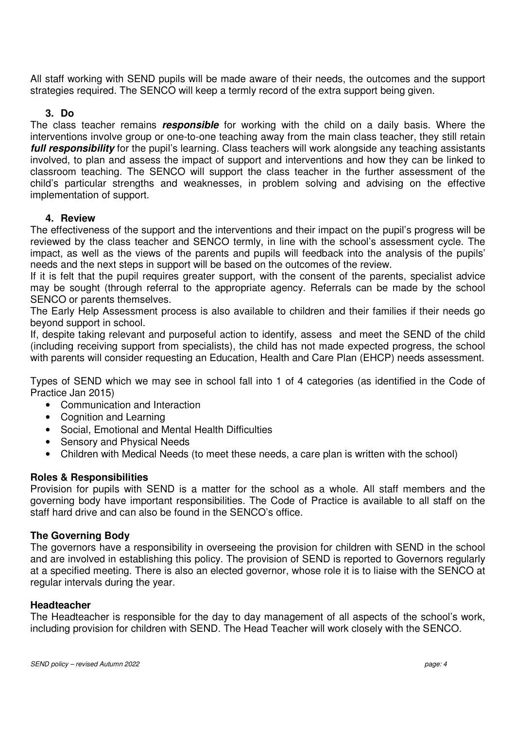All staff working with SEND pupils will be made aware of their needs, the outcomes and the support strategies required. The SENCO will keep a termly record of the extra support being given.

### 3. Do

The class teacher remains ***responsible*** for working with the child on a daily basis. Where the interventions involve group or one-to-one teaching away from the main class teacher, they still retain ***full responsibility*** for the pupil's learning. Class teachers will work alongside any teaching assistants involved, to plan and assess the impact of support and interventions and how they can be linked to classroom teaching. The SENCO will support the class teacher in the further assessment of the child's particular strengths and weaknesses, in problem solving and advising on the effective implementation of support.

### 4. Review

The effectiveness of the support and the interventions and their impact on the pupil's progress will be reviewed by the class teacher and SENCO termly, in line with the school's assessment cycle. The impact, as well as the views of the parents and pupils will feedback into the analysis of the pupils' needs and the next steps in support will be based on the outcomes of the review.

If it is felt that the pupil requires greater support, with the consent of the parents, specialist advice may be sought (through referral to the appropriate agency. Referrals can be made by the school SENCO or parents themselves.

The Early Help Assessment process is also available to children and their families if their needs go beyond support in school.

If, despite taking relevant and purposeful action to identify, assess and meet the SEND of the child (including receiving support from specialists), the child has not made expected progress, the school with parents will consider requesting an Education, Health and Care Plan (EHCP) needs assessment.

Types of SEND which we may see in school fall into 1 of 4 categories (as identified in the Code of Practice Jan 2015)

- Communication and Interaction
- Cognition and Learning
- Social, Emotional and Mental Health Difficulties
- Sensory and Physical Needs
- Children with Medical Needs (to meet these needs, a care plan is written with the school)

## Roles & Responsibilities

Provision for pupils with SEND is a matter for the school as a whole. All staff members and the governing body have important responsibilities. The Code of Practice is available to all staff on the staff hard drive and can also be found in the SENCO's office.

### The Governing Body

The governors have a responsibility in overseeing the provision for children with SEND in the school and are involved in establishing this policy. The provision of SEND is reported to Governors regularly at a specified meeting. There is also an elected governor, whose role it is to liaise with the SENCO at regular intervals during the year.

### Headteacher

The Headteacher is responsible for the day to day management of all aspects of the school's work, including provision for children with SEND. The Head Teacher will work closely with the SENCO.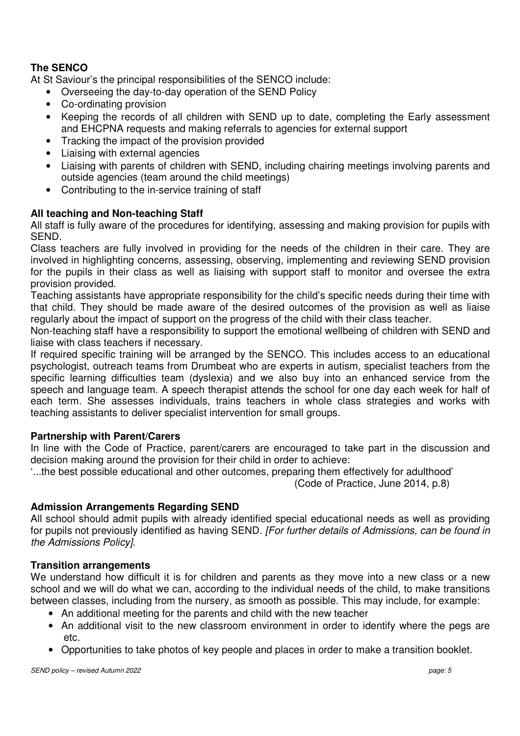**The SENCO**

At St Saviour's the principal responsibilities of the SENCO include:

- Overseeing the day-to-day operation of the SEND Policy
- Co-ordinating provision
- Keeping the records of all children with SEND up to date, completing the Early assessment and EHCPNA requests and making referrals to agencies for external support
- Tracking the impact of the provision provided
- Liaising with external agencies
- Liaising with parents of children with SEND, including chairing meetings involving parents and outside agencies (team around the child meetings)
- Contributing to the in-service training of staff

**All teaching and Non-teaching Staff**

All staff is fully aware of the procedures for identifying, assessing and making provision for pupils with SEND.

Class teachers are fully involved in providing for the needs of the children in their care. They are involved in highlighting concerns, assessing, observing, implementing and reviewing SEND provision for the pupils in their class as well as liaising with support staff to monitor and oversee the extra provision provided.

Teaching assistants have appropriate responsibility for the child's specific needs during their time with that child. They should be made aware of the desired outcomes of the provision as well as liaise regularly about the impact of support on the progress of the child with their class teacher.

Non-teaching staff have a responsibility to support the emotional wellbeing of children with SEND and liaise with class teachers if necessary.

If required specific training will be arranged by the SENCO. This includes access to an educational psychologist, outreach teams from Drumbeat who are experts in autism, specialist teachers from the specific learning difficulties team (dyslexia) and we also buy into an enhanced service from the speech and language team. A speech therapist attends the school for one day each week for half of each term. She assesses individuals, trains teachers in whole class strategies and works with teaching assistants to deliver specialist intervention for small groups.

**Partnership with Parent/Carers**

In line with the Code of Practice, parent/carers are encouraged to take part in the discussion and decision making around the provision for their child in order to achieve:

'...the best possible educational and other outcomes, preparing them effectively for adulthood'

(Code of Practice, June 2014, p.8)

**Admission Arrangements Regarding SEND**

All school should admit pupils with already identified special educational needs as well as providing for pupils not previously identified as having SEND. *[For further details of Admissions, can be found in the Admissions Policy].*

**Transition arrangements**

We understand how difficult it is for children and parents as they move into a new class or a new school and we will do what we can, according to the individual needs of the child, to make transitions between classes, including from the nursery, as smooth as possible. This may include, for example:

- An additional meeting for the parents and child with the new teacher
- An additional visit to the new classroom environment in order to identify where the pegs are etc.
- Opportunities to take photos of key people and places in order to make a transition booklet.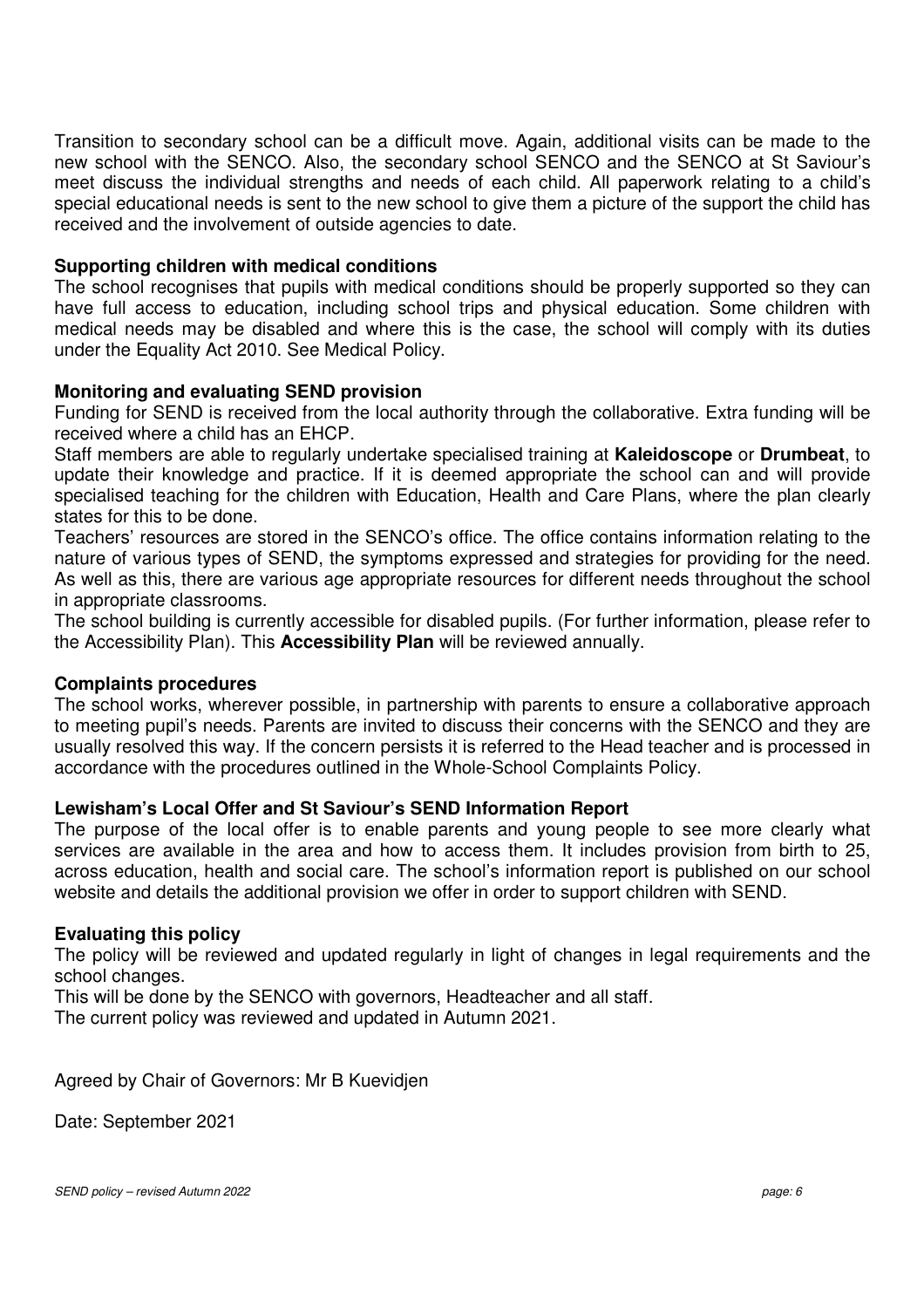Transition to secondary school can be a difficult move. Again, additional visits can be made to the new school with the SENCO. Also, the secondary school SENCO and the SENCO at St Saviour's meet discuss the individual strengths and needs of each child. All paperwork relating to a child's special educational needs is sent to the new school to give them a picture of the support the child has received and the involvement of outside agencies to date.

**Supporting children with medical conditions**

The school recognises that pupils with medical conditions should be properly supported so they can have full access to education, including school trips and physical education. Some children with medical needs may be disabled and where this is the case, the school will comply with its duties under the Equality Act 2010. See Medical Policy.

**Monitoring and evaluating SEND provision**

Funding for SEND is received from the local authority through the collaborative. Extra funding will be received where a child has an EHCP.

Staff members are able to regularly undertake specialised training at **Kaleidoscope** or **Drumbeat**, to update their knowledge and practice. If it is deemed appropriate the school can and will provide specialised teaching for the children with Education, Health and Care Plans, where the plan clearly states for this to be done.

Teachers' resources are stored in the SENCO's office. The office contains information relating to the nature of various types of SEND, the symptoms expressed and strategies for providing for the need. As well as this, there are various age appropriate resources for different needs throughout the school in appropriate classrooms.

The school building is currently accessible for disabled pupils. (For further information, please refer to the Accessibility Plan). This **Accessibility Plan** will be reviewed annually.

**Complaints procedures**

The school works, wherever possible, in partnership with parents to ensure a collaborative approach to meeting pupil's needs. Parents are invited to discuss their concerns with the SENCO and they are usually resolved this way. If the concern persists it is referred to the Head teacher and is processed in accordance with the procedures outlined in the Whole-School Complaints Policy.

**Lewisham's Local Offer and St Saviour's SEND Information Report**

The purpose of the local offer is to enable parents and young people to see more clearly what services are available in the area and how to access them. It includes provision from birth to 25, across education, health and social care. The school's information report is published on our school website and details the additional provision we offer in order to support children with SEND.

**Evaluating this policy**

The policy will be reviewed and updated regularly in light of changes in legal requirements and the school changes.

This will be done by the SENCO with governors, Headteacher and all staff.

The current policy was reviewed and updated in Autumn 2021.

Agreed by Chair of Governors: Mr B Kuevidjen

Date: September 2021